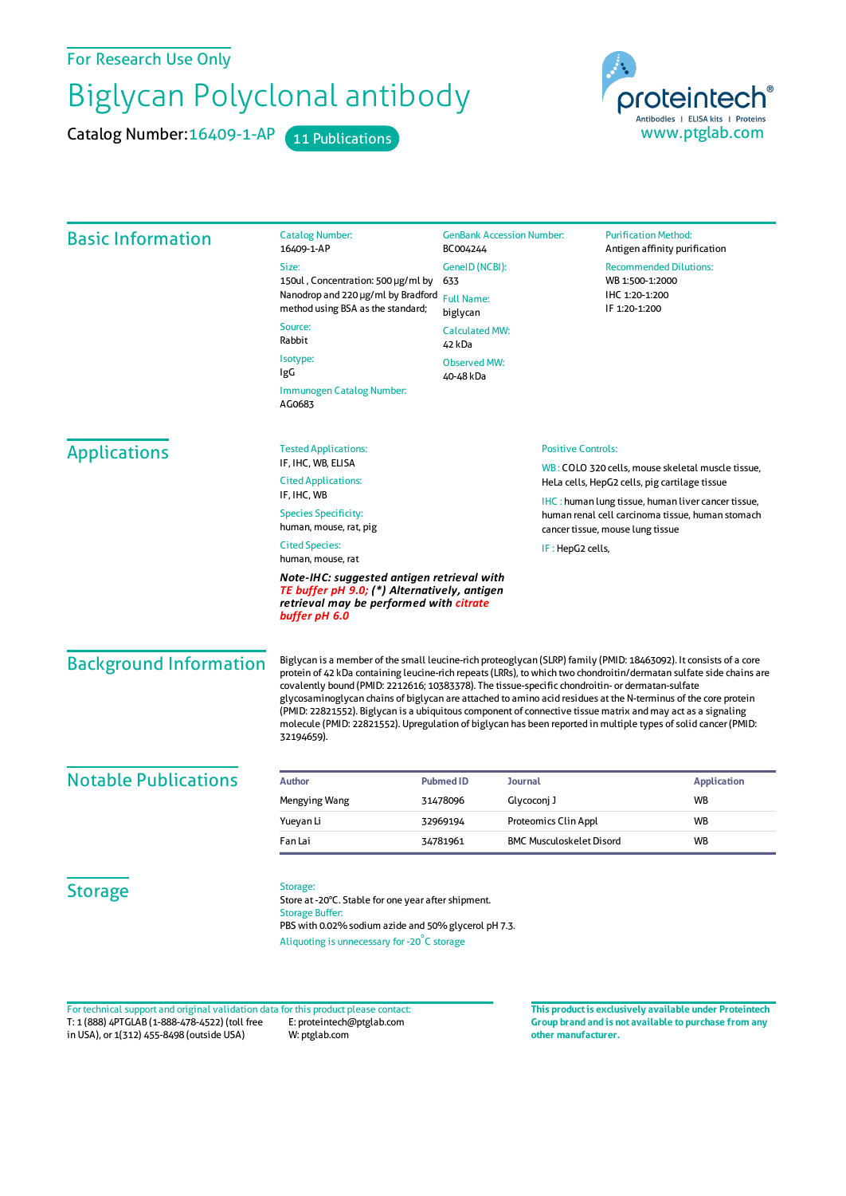For Research Use Only

# Biglycan Polyclonal antibody

Catalog Number: 16409-1-AP 11 Publications

proteintech® Antibodies | ELISA kits | Proteins www.ptglab.com

## Basic Information

Catalog Number:
16409-1-AP

Size:
150ul , Concentration: 500 μg/ml by Nanodrop and 220 μg/ml by Bradford method using BSA as the standard;

Source:
Rabbit

Isotype:
IgG

Immunogen Catalog Number:
AG0683

GenBank Accession Number:
BC004244

GeneID (NCBI):
633

Full Name:
biglycan

Calculated MW:
42 kDa

Observed MW:
40-48 kDa

Purification Method:
Antigen affinity purification

Recommended Dilutions:
WB 1:500-1:2000
IHC 1:20-1:200
IF 1:20-1:200

## Applications

Tested Applications:
IF, IHC, WB, ELISA

Cited Applications:
IF, IHC, WB

Species Specificity:
human, mouse, rat, pig

Cited Species:
human, mouse, rat

***Note-IHC: suggested antigen retrieval with TE buffer pH 9.0; (*) Alternatively, antigen retrieval may be performed with citrate buffer pH 6.0***

Positive Controls:

WB : COLO 320 cells, mouse skeletal muscle tissue, HeLa cells, HepG2 cells, pig cartilage tissue

IHC : human lung tissue, human liver cancer tissue, human renal cell carcinoma tissue, human stomach cancer tissue, mouse lung tissue

IF : HepG2 cells,

## Background Information

Biglycan is a member of the small leucine-rich proteoglycan (SLRP) family (PMID: 18463092). It consists of a core protein of 42 kDa containing leucine-rich repeats (LRRs), to which two chondroitin/dermatan sulfate side chains are covalently bound (PMID: 2212616; 10383378). The tissue-specific chondroitin- or dermatan-sulfate glycosaminoglycan chains of biglycan are attached to amino acid residues at the N-terminus of the core protein (PMID: 22821552). Biglycan is a ubiquitous component of connective tissue matrix and may act as a signaling molecule (PMID: 22821552). Upregulation of biglycan has been reported in multiple types of solid cancer (PMID: 32194659).

## Notable Publications

| Author | Pubmed ID | Journal | Application |
|---|---|---|---|
| Mengying Wang | 31478096 | Glycoconj J | WB |
| Yueyan Li | 32969194 | Proteomics Clin Appl | WB |
| Fan Lai | 34781961 | BMC Musculoskelet Disord | WB |

## Storage

Storage:
Store at -20°C. Stable for one year after shipment.

Storage Buffer:
PBS with 0.02% sodium azide and 50% glycerol pH 7.3.

Aliquoting is unnecessary for -20°C storage

For technical support and original validation data for this product please contact:
T: 1 (888) 4PTGLAB (1-888-478-4522) (toll free in USA), or 1(312) 455-8498 (outside USA)
E: proteintech@ptglab.com
W: ptglab.com

**This product is exclusively available under Proteintech Group brand and is not available to purchase from any other manufacturer.**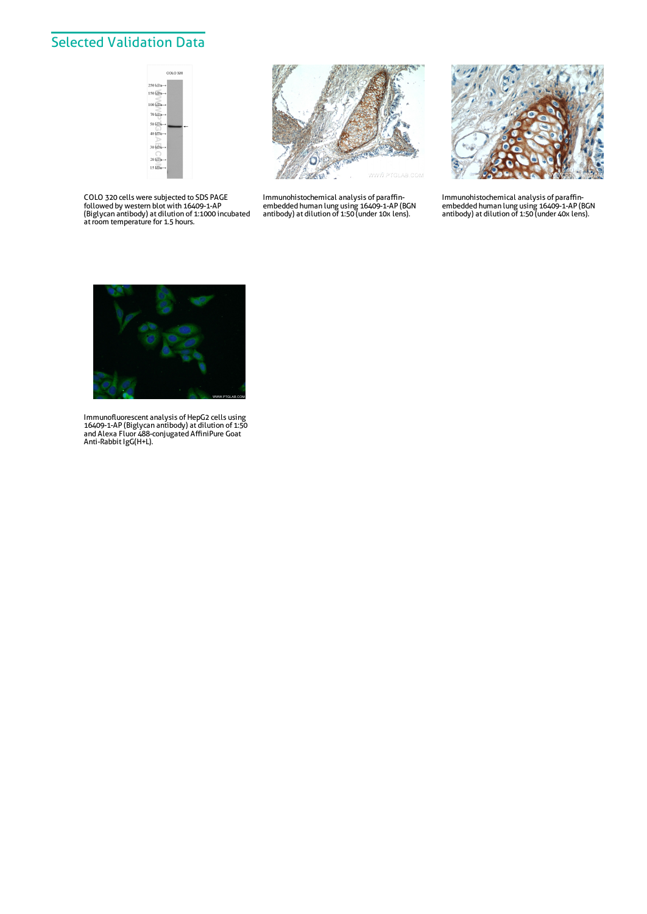## Selected Validation Data

COLO 320 cells were subjected to SDS PAGE followed by western blot with 16409-1-AP (Biglycan antibody) at dilution of 1:1000 incubated at room temperature for 1.5 hours.

Immunohistochemical analysis of paraffin-embedded human lung using 16409-1-AP (BGN antibody) at dilution of 1:50 (under 10x lens).

Immunohistochemical analysis of paraffin-embedded human lung using 16409-1-AP (BGN antibody) at dilution of 1:50 (under 40x lens).

Immunofluorescent analysis of HepG2 cells using 16409-1-AP (Biglycan antibody) at dilution of 1:50 and Alexa Fluor 488-conjugated AffiniPure Goat Anti-Rabbit IgG(H+L).